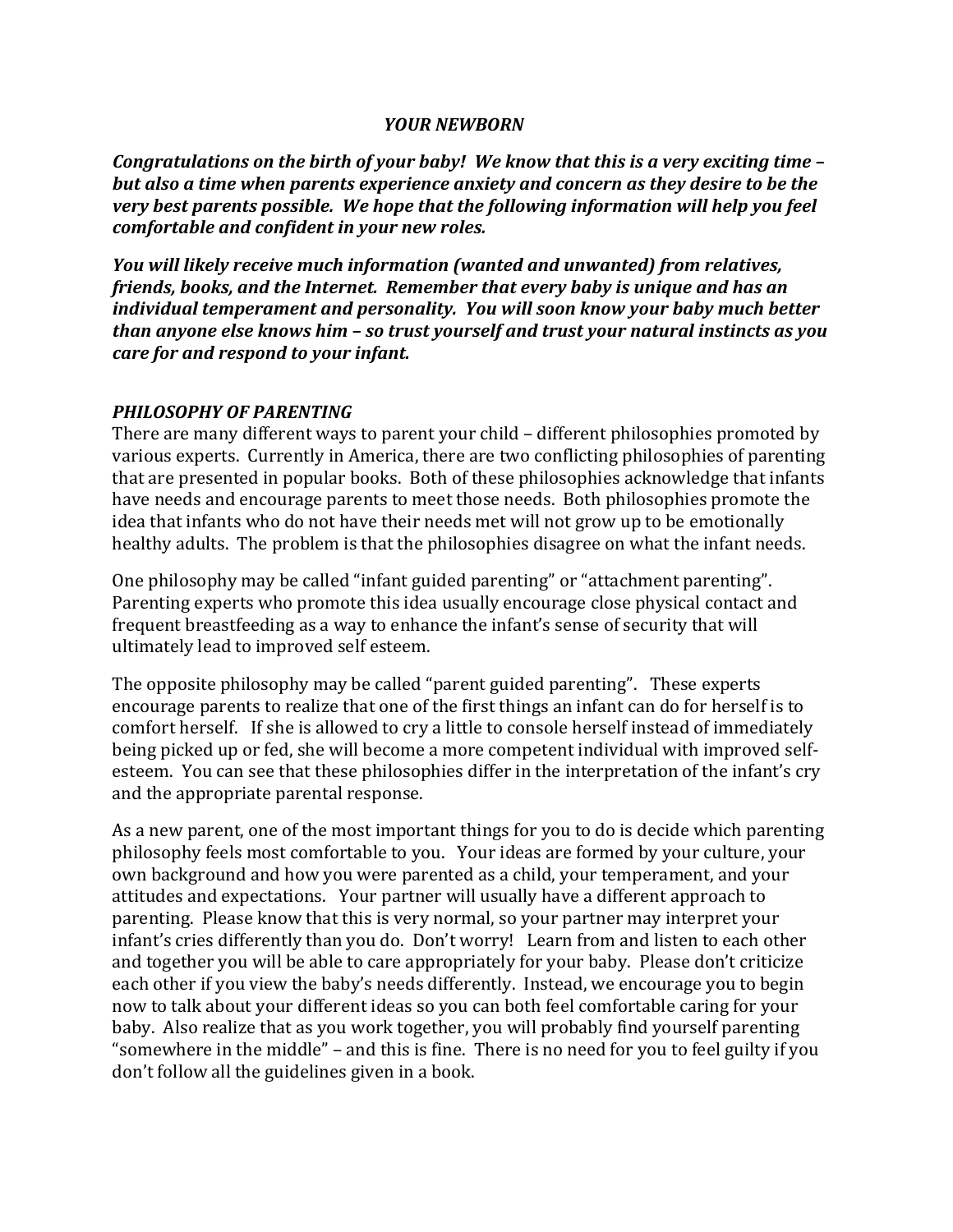# *YOUR NEWBORN*

***Congratulations on the birth of your baby! We know that this is a very exciting time – but also a time when parents experience anxiety and concern as they desire to be the very best parents possible. We hope that the following information will help you feel comfortable and confident in your new roles.***

***You will likely receive much information (wanted and unwanted) from relatives, friends, books, and the Internet. Remember that every baby is unique and has an individual temperament and personality. You will soon know your baby much better than anyone else knows him – so trust yourself and trust your natural instincts as you care for and respond to your infant.***

## *PHILOSOPHY OF PARENTING*

There are many different ways to parent your child – different philosophies promoted by various experts. Currently in America, there are two conflicting philosophies of parenting that are presented in popular books. Both of these philosophies acknowledge that infants have needs and encourage parents to meet those needs. Both philosophies promote the idea that infants who do not have their needs met will not grow up to be emotionally healthy adults. The problem is that the philosophies disagree on what the infant needs.

One philosophy may be called "infant guided parenting" or "attachment parenting". Parenting experts who promote this idea usually encourage close physical contact and frequent breastfeeding as a way to enhance the infant's sense of security that will ultimately lead to improved self esteem.

The opposite philosophy may be called "parent guided parenting". These experts encourage parents to realize that one of the first things an infant can do for herself is to comfort herself. If she is allowed to cry a little to console herself instead of immediately being picked up or fed, she will become a more competent individual with improved self-esteem. You can see that these philosophies differ in the interpretation of the infant's cry and the appropriate parental response.

As a new parent, one of the most important things for you to do is decide which parenting philosophy feels most comfortable to you. Your ideas are formed by your culture, your own background and how you were parented as a child, your temperament, and your attitudes and expectations. Your partner will usually have a different approach to parenting. Please know that this is very normal, so your partner may interpret your infant's cries differently than you do. Don't worry! Learn from and listen to each other and together you will be able to care appropriately for your baby. Please don't criticize each other if you view the baby's needs differently. Instead, we encourage you to begin now to talk about your different ideas so you can both feel comfortable caring for your baby. Also realize that as you work together, you will probably find yourself parenting "somewhere in the middle" – and this is fine. There is no need for you to feel guilty if you don't follow all the guidelines given in a book.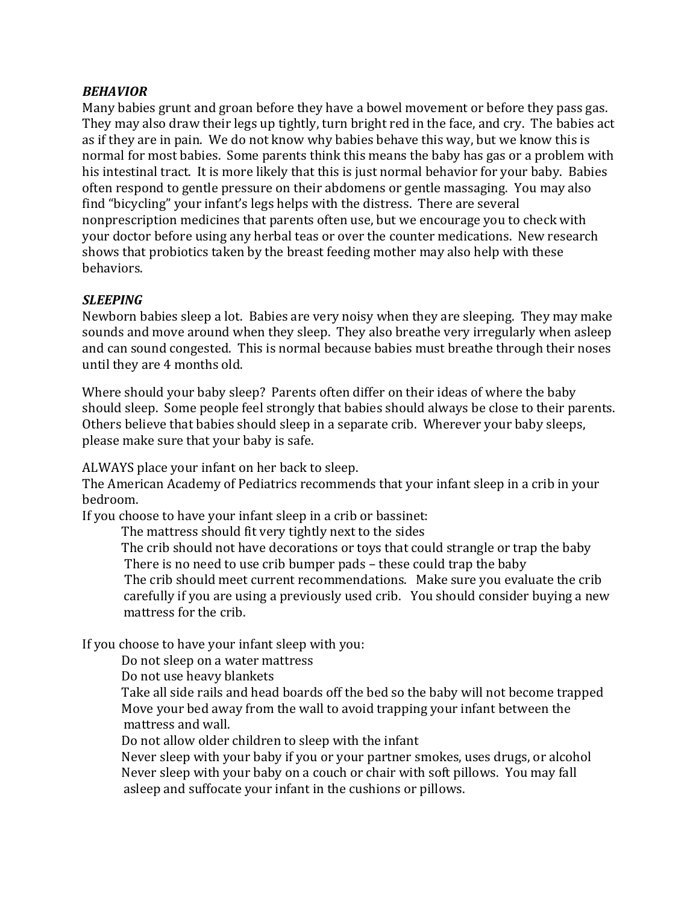### ***BEHAVIOR***

Many babies grunt and groan before they have a bowel movement or before they pass gas. They may also draw their legs up tightly, turn bright red in the face, and cry. The babies act as if they are in pain. We do not know why babies behave this way, but we know this is normal for most babies. Some parents think this means the baby has gas or a problem with his intestinal tract. It is more likely that this is just normal behavior for your baby. Babies often respond to gentle pressure on their abdomens or gentle massaging. You may also find "bicycling" your infant's legs helps with the distress. There are several nonprescription medicines that parents often use, but we encourage you to check with your doctor before using any herbal teas or over the counter medications. New research shows that probiotics taken by the breast feeding mother may also help with these behaviors.

### ***SLEEPING***

Newborn babies sleep a lot. Babies are very noisy when they are sleeping. They may make sounds and move around when they sleep. They also breathe very irregularly when asleep and can sound congested. This is normal because babies must breathe through their noses until they are 4 months old.

Where should your baby sleep? Parents often differ on their ideas of where the baby should sleep. Some people feel strongly that babies should always be close to their parents. Others believe that babies should sleep in a separate crib. Wherever your baby sleeps, please make sure that your baby is safe.

ALWAYS place your infant on her back to sleep.

The American Academy of Pediatrics recommends that your infant sleep in a crib in your bedroom.

If you choose to have your infant sleep in a crib or bassinet:

- The mattress should fit very tightly next to the sides
- The crib should not have decorations or toys that could strangle or trap the baby
- There is no need to use crib bumper pads – these could trap the baby
- The crib should meet current recommendations. Make sure you evaluate the crib carefully if you are using a previously used crib. You should consider buying a new mattress for the crib.

If you choose to have your infant sleep with you:

- Do not sleep on a water mattress
- Do not use heavy blankets
- Take all side rails and head boards off the bed so the baby will not become trapped
- Move your bed away from the wall to avoid trapping your infant between the mattress and wall.
- Do not allow older children to sleep with the infant
- Never sleep with your baby if you or your partner smokes, uses drugs, or alcohol
- Never sleep with your baby on a couch or chair with soft pillows. You may fall asleep and suffocate your infant in the cushions or pillows.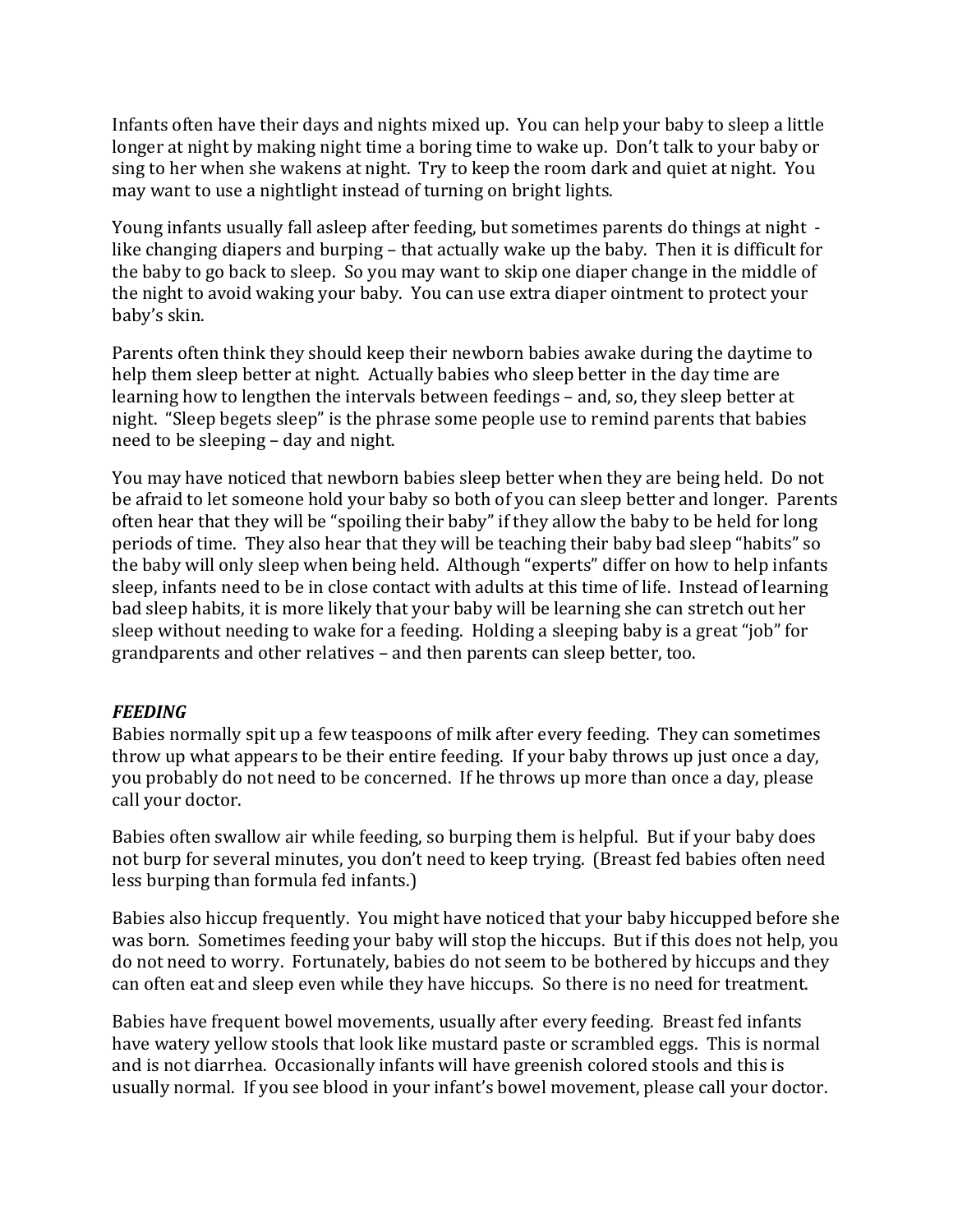Infants often have their days and nights mixed up. You can help your baby to sleep a little longer at night by making night time a boring time to wake up. Don't talk to your baby or sing to her when she wakens at night. Try to keep the room dark and quiet at night. You may want to use a nightlight instead of turning on bright lights.

Young infants usually fall asleep after feeding, but sometimes parents do things at night - like changing diapers and burping – that actually wake up the baby. Then it is difficult for the baby to go back to sleep. So you may want to skip one diaper change in the middle of the night to avoid waking your baby. You can use extra diaper ointment to protect your baby's skin.

Parents often think they should keep their newborn babies awake during the daytime to help them sleep better at night. Actually babies who sleep better in the day time are learning how to lengthen the intervals between feedings – and, so, they sleep better at night. "Sleep begets sleep" is the phrase some people use to remind parents that babies need to be sleeping – day and night.

You may have noticed that newborn babies sleep better when they are being held. Do not be afraid to let someone hold your baby so both of you can sleep better and longer. Parents often hear that they will be "spoiling their baby" if they allow the baby to be held for long periods of time. They also hear that they will be teaching their baby bad sleep "habits" so the baby will only sleep when being held. Although "experts" differ on how to help infants sleep, infants need to be in close contact with adults at this time of life. Instead of learning bad sleep habits, it is more likely that your baby will be learning she can stretch out her sleep without needing to wake for a feeding. Holding a sleeping baby is a great "job" for grandparents and other relatives – and then parents can sleep better, too.

***FEEDING***

Babies normally spit up a few teaspoons of milk after every feeding. They can sometimes throw up what appears to be their entire feeding. If your baby throws up just once a day, you probably do not need to be concerned. If he throws up more than once a day, please call your doctor.

Babies often swallow air while feeding, so burping them is helpful. But if your baby does not burp for several minutes, you don't need to keep trying. (Breast fed babies often need less burping than formula fed infants.)

Babies also hiccup frequently. You might have noticed that your baby hiccupped before she was born. Sometimes feeding your baby will stop the hiccups. But if this does not help, you do not need to worry. Fortunately, babies do not seem to be bothered by hiccups and they can often eat and sleep even while they have hiccups. So there is no need for treatment.

Babies have frequent bowel movements, usually after every feeding. Breast fed infants have watery yellow stools that look like mustard paste or scrambled eggs. This is normal and is not diarrhea. Occasionally infants will have greenish colored stools and this is usually normal. If you see blood in your infant's bowel movement, please call your doctor.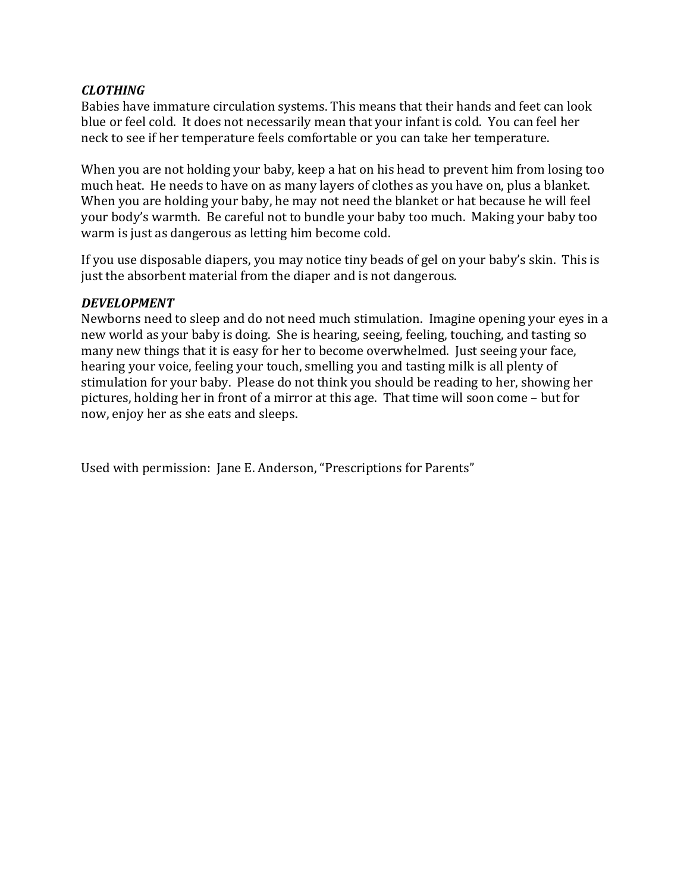***CLOTHING***

Babies have immature circulation systems. This means that their hands and feet can look blue or feel cold. It does not necessarily mean that your infant is cold. You can feel her neck to see if her temperature feels comfortable or you can take her temperature.

When you are not holding your baby, keep a hat on his head to prevent him from losing too much heat. He needs to have on as many layers of clothes as you have on, plus a blanket. When you are holding your baby, he may not need the blanket or hat because he will feel your body's warmth. Be careful not to bundle your baby too much. Making your baby too warm is just as dangerous as letting him become cold.

If you use disposable diapers, you may notice tiny beads of gel on your baby's skin. This is just the absorbent material from the diaper and is not dangerous.

***DEVELOPMENT***

Newborns need to sleep and do not need much stimulation. Imagine opening your eyes in a new world as your baby is doing. She is hearing, seeing, feeling, touching, and tasting so many new things that it is easy for her to become overwhelmed. Just seeing your face, hearing your voice, feeling your touch, smelling you and tasting milk is all plenty of stimulation for your baby. Please do not think you should be reading to her, showing her pictures, holding her in front of a mirror at this age. That time will soon come – but for now, enjoy her as she eats and sleeps.

Used with permission: Jane E. Anderson, "Prescriptions for Parents"